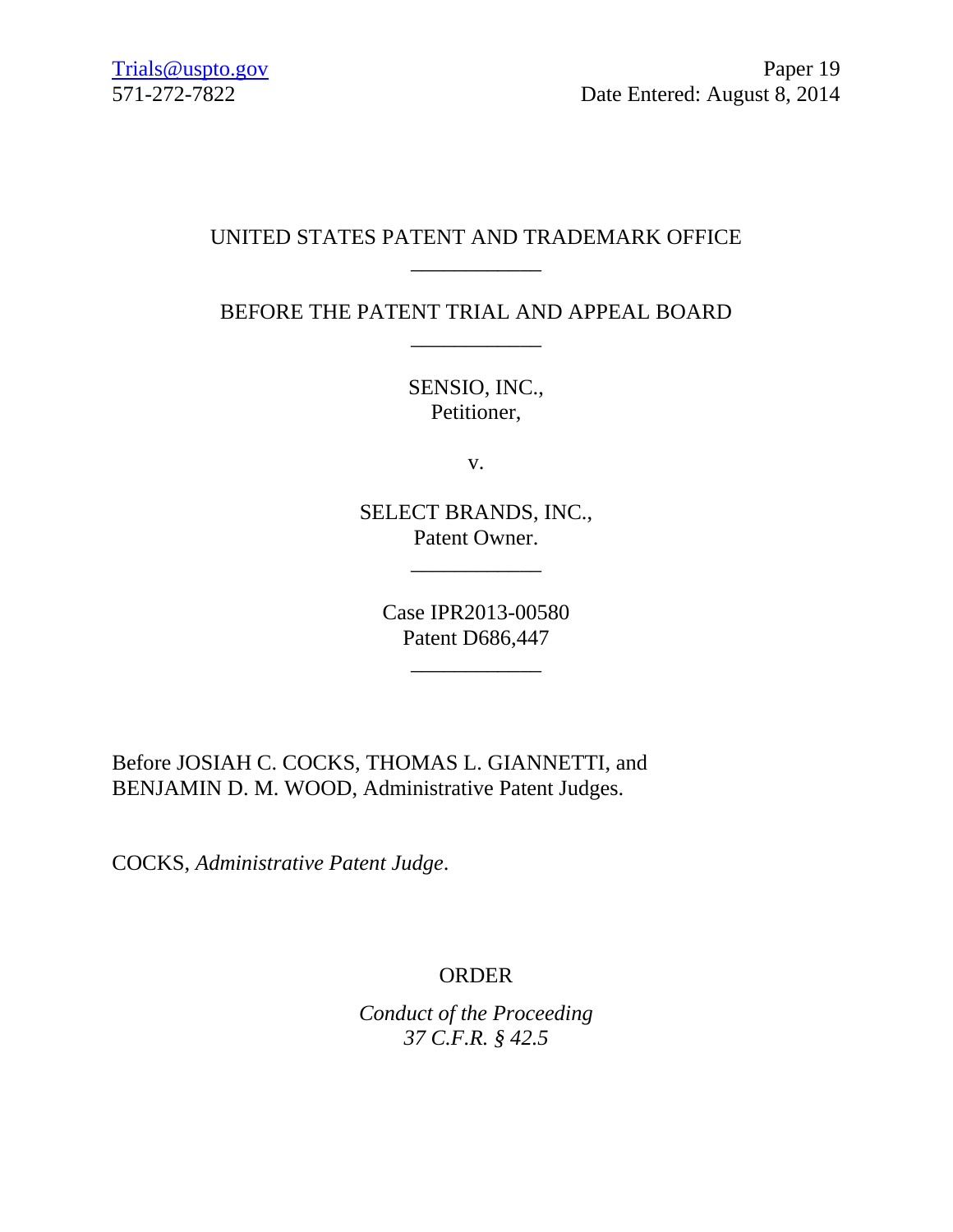Trials@uspto.gov
571-272-7822

Paper 19
Date Entered: August 8, 2014

UNITED STATES PATENT AND TRADEMARK OFFICE

____________

BEFORE THE PATENT TRIAL AND APPEAL BOARD

____________

SENSIO, INC.,
Petitioner,

v.

SELECT BRANDS, INC.,
Patent Owner.

____________

Case IPR2013-00580
Patent D686,447

____________

Before JOSIAH C. COCKS, THOMAS L. GIANNETTI, and BENJAMIN D. M. WOOD, Administrative Patent Judges.

COCKS, *Administrative Patent Judge*.

ORDER

*Conduct of the Proceeding*
*37 C.F.R. § 42.5*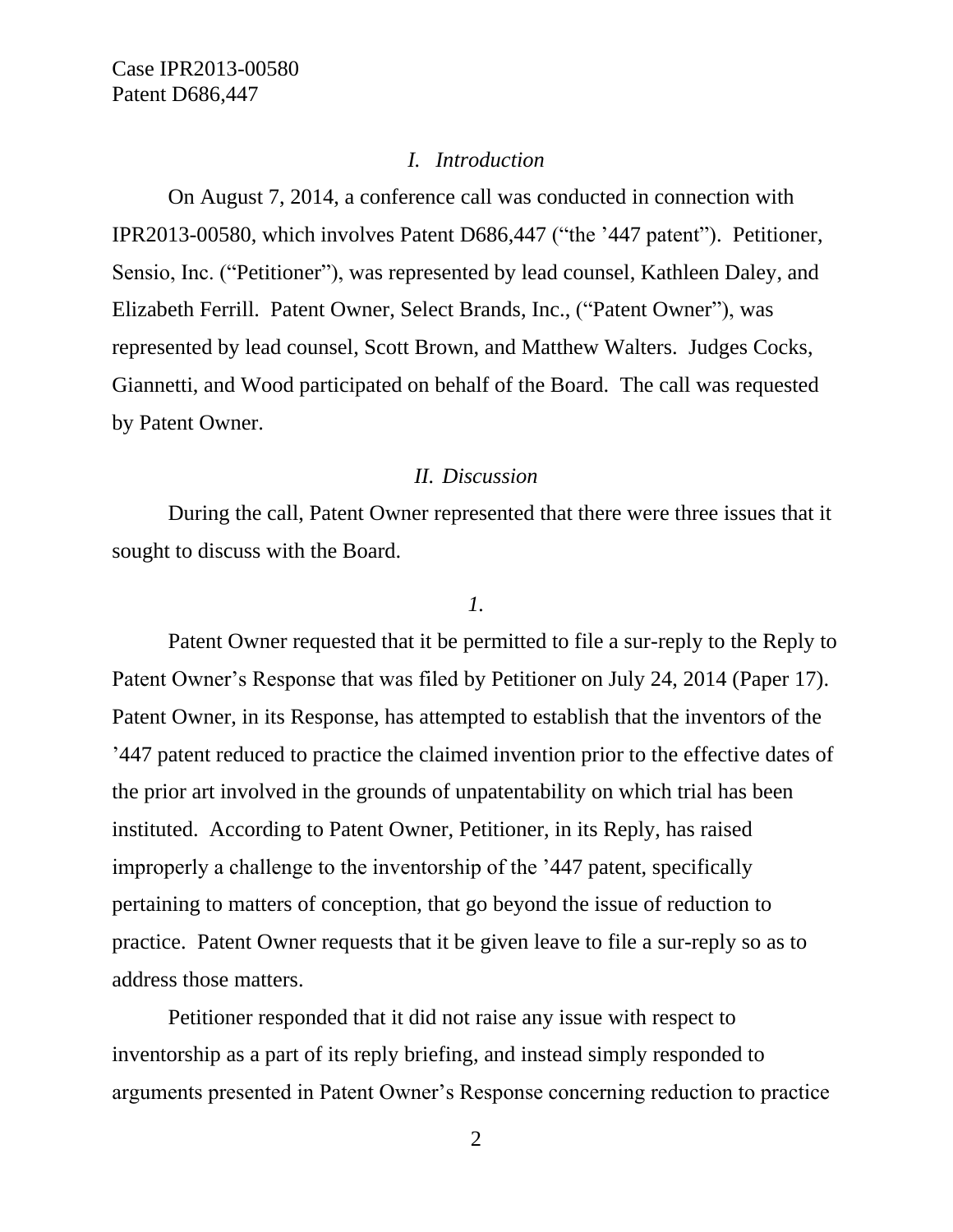## *I. Introduction*

On August 7, 2014, a conference call was conducted in connection with IPR2013-00580, which involves Patent D686,447 ("the '447 patent"). Petitioner, Sensio, Inc. ("Petitioner"), was represented by lead counsel, Kathleen Daley, and Elizabeth Ferrill. Patent Owner, Select Brands, Inc., ("Patent Owner"), was represented by lead counsel, Scott Brown, and Matthew Walters. Judges Cocks, Giannetti, and Wood participated on behalf of the Board. The call was requested by Patent Owner.

## *II. Discussion*

During the call, Patent Owner represented that there were three issues that it sought to discuss with the Board.

### *1.*

Patent Owner requested that it be permitted to file a sur-reply to the Reply to Patent Owner's Response that was filed by Petitioner on July 24, 2014 (Paper 17). Patent Owner, in its Response, has attempted to establish that the inventors of the '447 patent reduced to practice the claimed invention prior to the effective dates of the prior art involved in the grounds of unpatentability on which trial has been instituted. According to Patent Owner, Petitioner, in its Reply, has raised improperly a challenge to the inventorship of the '447 patent, specifically pertaining to matters of conception, that go beyond the issue of reduction to practice. Patent Owner requests that it be given leave to file a sur-reply so as to address those matters.

Petitioner responded that it did not raise any issue with respect to inventorship as a part of its reply briefing, and instead simply responded to arguments presented in Patent Owner's Response concerning reduction to practice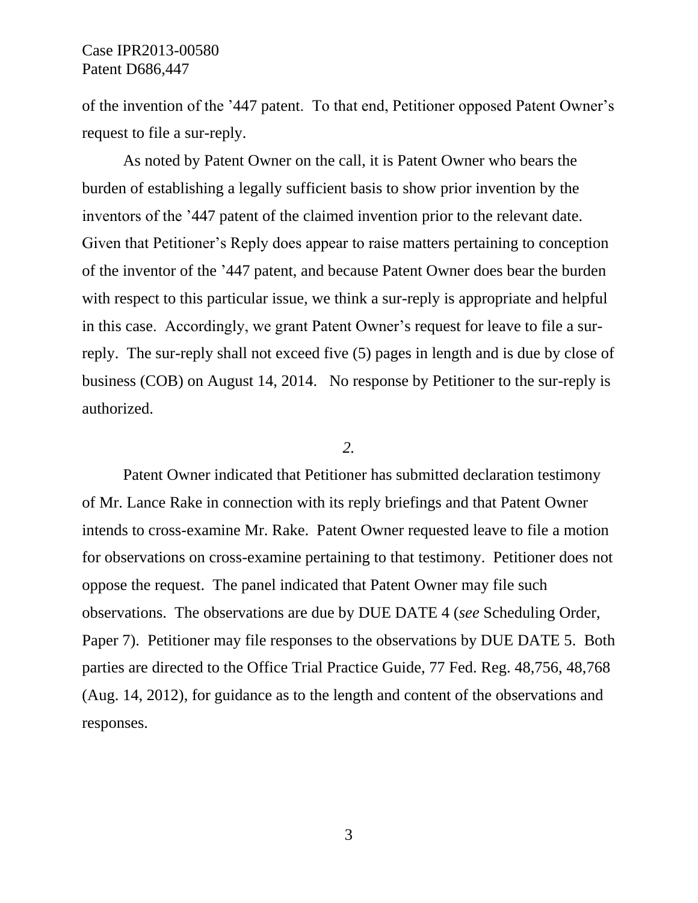of the invention of the ’447 patent. To that end, Petitioner opposed Patent Owner’s request to file a sur-reply.

As noted by Patent Owner on the call, it is Patent Owner who bears the burden of establishing a legally sufficient basis to show prior invention by the inventors of the ’447 patent of the claimed invention prior to the relevant date. Given that Petitioner’s Reply does appear to raise matters pertaining to conception of the inventor of the ’447 patent, and because Patent Owner does bear the burden with respect to this particular issue, we think a sur-reply is appropriate and helpful in this case. Accordingly, we grant Patent Owner’s request for leave to file a sur-reply. The sur-reply shall not exceed five (5) pages in length and is due by close of business (COB) on August 14, 2014. No response by Petitioner to the sur-reply is authorized.

*2.*

Patent Owner indicated that Petitioner has submitted declaration testimony of Mr. Lance Rake in connection with its reply briefings and that Patent Owner intends to cross-examine Mr. Rake. Patent Owner requested leave to file a motion for observations on cross-examine pertaining to that testimony. Petitioner does not oppose the request. The panel indicated that Patent Owner may file such observations. The observations are due by DUE DATE 4 (*see* Scheduling Order, Paper 7). Petitioner may file responses to the observations by DUE DATE 5. Both parties are directed to the Office Trial Practice Guide, 77 Fed. Reg. 48,756, 48,768 (Aug. 14, 2012), for guidance as to the length and content of the observations and responses.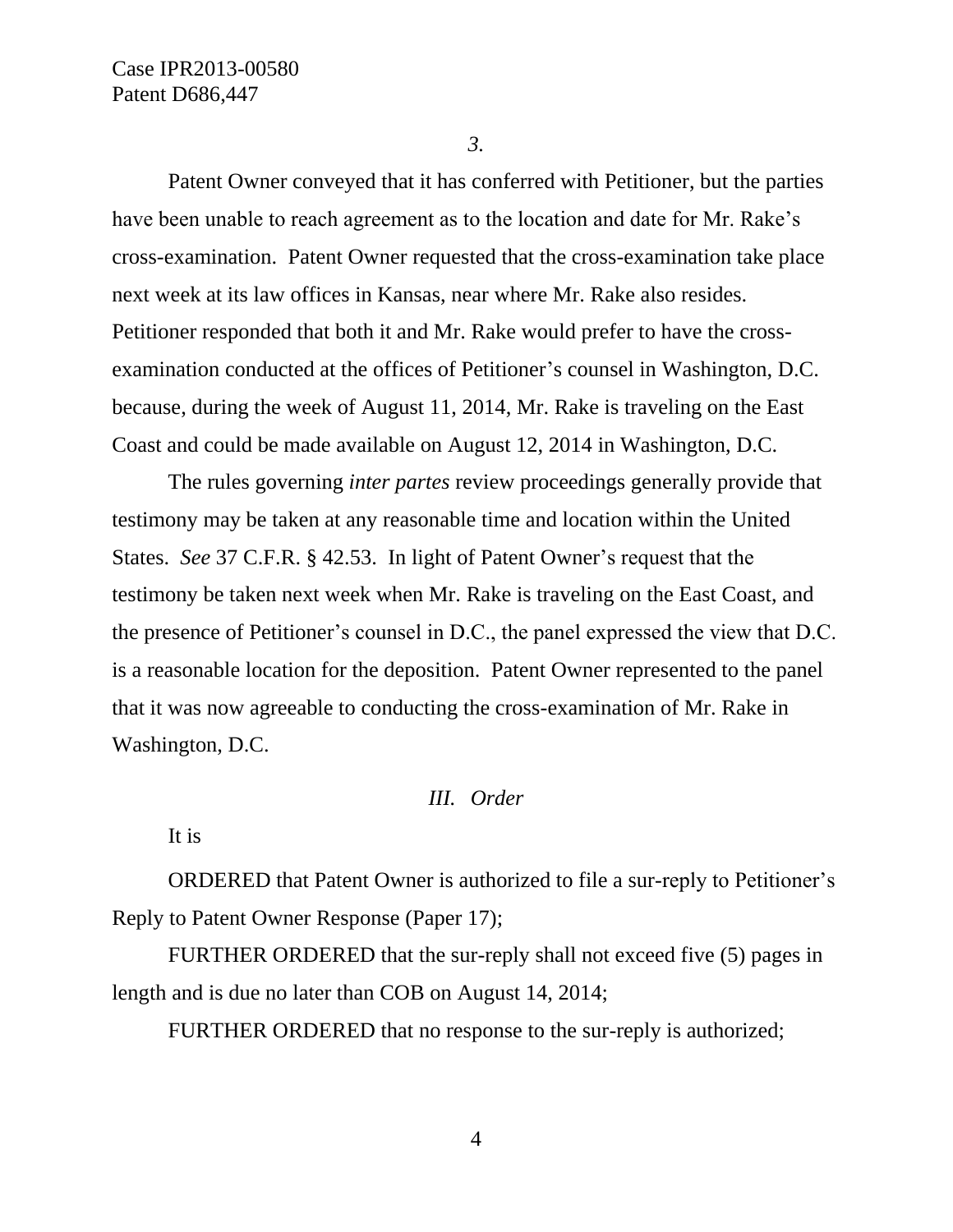*3.*

Patent Owner conveyed that it has conferred with Petitioner, but the parties have been unable to reach agreement as to the location and date for Mr. Rake's cross-examination. Patent Owner requested that the cross-examination take place next week at its law offices in Kansas, near where Mr. Rake also resides. Petitioner responded that both it and Mr. Rake would prefer to have the cross-examination conducted at the offices of Petitioner's counsel in Washington, D.C. because, during the week of August 11, 2014, Mr. Rake is traveling on the East Coast and could be made available on August 12, 2014 in Washington, D.C.

The rules governing *inter partes* review proceedings generally provide that testimony may be taken at any reasonable time and location within the United States. *See* 37 C.F.R. § 42.53. In light of Patent Owner's request that the testimony be taken next week when Mr. Rake is traveling on the East Coast, and the presence of Petitioner's counsel in D.C., the panel expressed the view that D.C. is a reasonable location for the deposition. Patent Owner represented to the panel that it was now agreeable to conducting the cross-examination of Mr. Rake in Washington, D.C.

## *III. Order*

It is

ORDERED that Patent Owner is authorized to file a sur-reply to Petitioner's Reply to Patent Owner Response (Paper 17);

FURTHER ORDERED that the sur-reply shall not exceed five (5) pages in length and is due no later than COB on August 14, 2014;

FURTHER ORDERED that no response to the sur-reply is authorized;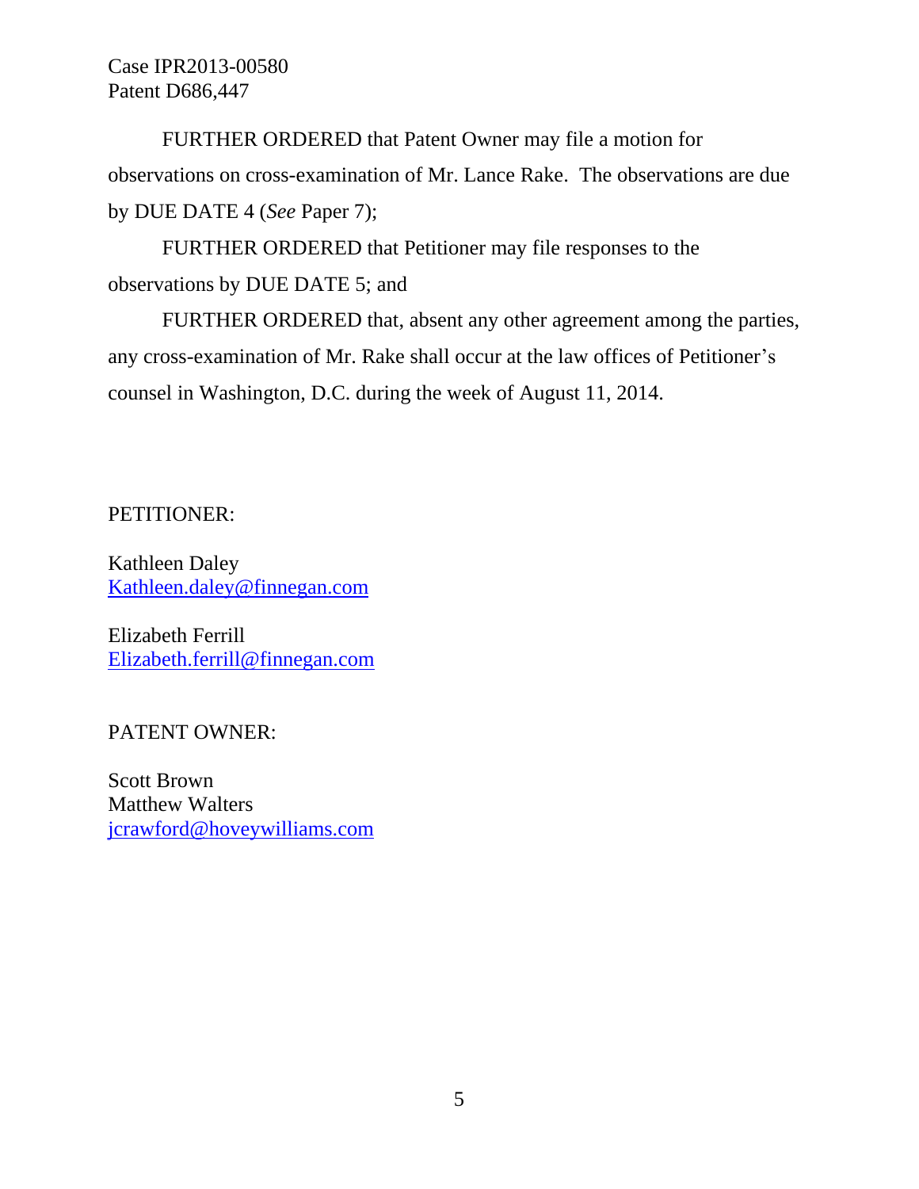FURTHER ORDERED that Patent Owner may file a motion for observations on cross-examination of Mr. Lance Rake. The observations are due by DUE DATE 4 (*See* Paper 7);

FURTHER ORDERED that Petitioner may file responses to the observations by DUE DATE 5; and

FURTHER ORDERED that, absent any other agreement among the parties, any cross-examination of Mr. Rake shall occur at the law offices of Petitioner's counsel in Washington, D.C. during the week of August 11, 2014.

PETITIONER:

Kathleen Daley
Kathleen.daley@finnegan.com

Elizabeth Ferrill
Elizabeth.ferrill@finnegan.com

PATENT OWNER:

Scott Brown
Matthew Walters
jcrawford@hoveywilliams.com